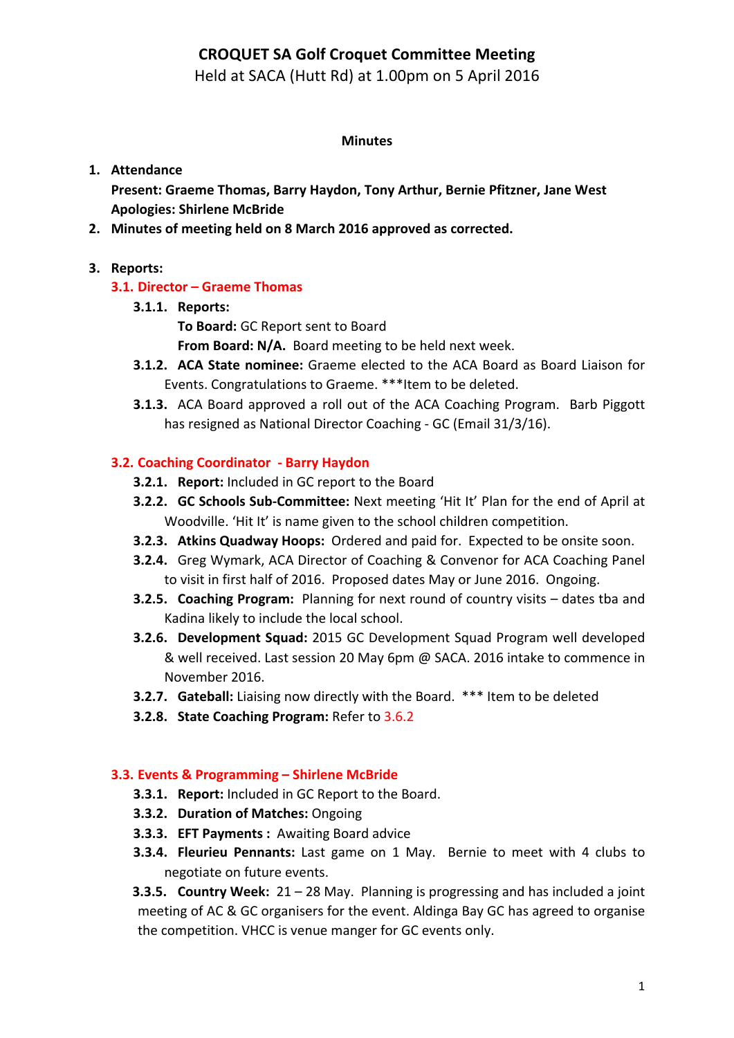# CROQUET SA Golf Croquet Committee Meeting

Held at SACA (Hutt Rd) at 1.00pm on 5 April 2016

**Minutes**

1. **Attendance**
   **Present: Graeme Thomas, Barry Haydon, Tony Arthur, Bernie Pfitzner, Jane West**
   **Apologies: Shirlene McBride**
2. **Minutes of meeting held on 8 March 2016 approved as corrected.**

3. **Reports:**

### 3.1. Director – Graeme Thomas

**3.1.1. Reports:**
**To Board:** GC Report sent to Board
**From Board: N/A.** Board meeting to be held next week.

**3.1.2. ACA State nominee:** Graeme elected to the ACA Board as Board Liaison for Events. Congratulations to Graeme. ***Item to be deleted.

**3.1.3.** ACA Board approved a roll out of the ACA Coaching Program. Barb Piggott has resigned as National Director Coaching - GC (Email 31/3/16).

### 3.2. Coaching Coordinator - Barry Haydon

**3.2.1. Report:** Included in GC report to the Board

**3.2.2. GC Schools Sub-Committee:** Next meeting 'Hit It' Plan for the end of April at Woodville. 'Hit It' is name given to the school children competition.

**3.2.3. Atkins Quadway Hoops:** Ordered and paid for. Expected to be onsite soon.

**3.2.4.** Greg Wymark, ACA Director of Coaching & Convenor for ACA Coaching Panel to visit in first half of 2016. Proposed dates May or June 2016. Ongoing.

**3.2.5. Coaching Program:** Planning for next round of country visits – dates tba and Kadina likely to include the local school.

**3.2.6. Development Squad:** 2015 GC Development Squad Program well developed & well received. Last session 20 May 6pm @ SACA. 2016 intake to commence in November 2016.

**3.2.7. Gateball:** Liaising now directly with the Board. *** Item to be deleted

**3.2.8. State Coaching Program:** Refer to 3.6.2

### 3.3. Events & Programming – Shirlene McBride

**3.3.1. Report:** Included in GC Report to the Board.

**3.3.2. Duration of Matches:** Ongoing

**3.3.3. EFT Payments :** Awaiting Board advice

**3.3.4. Fleurieu Pennants:** Last game on 1 May. Bernie to meet with 4 clubs to negotiate on future events.

**3.3.5. Country Week:** 21 – 28 May. Planning is progressing and has included a joint meeting of AC & GC organisers for the event. Aldinga Bay GC has agreed to organise the competition. VHCC is venue manger for GC events only.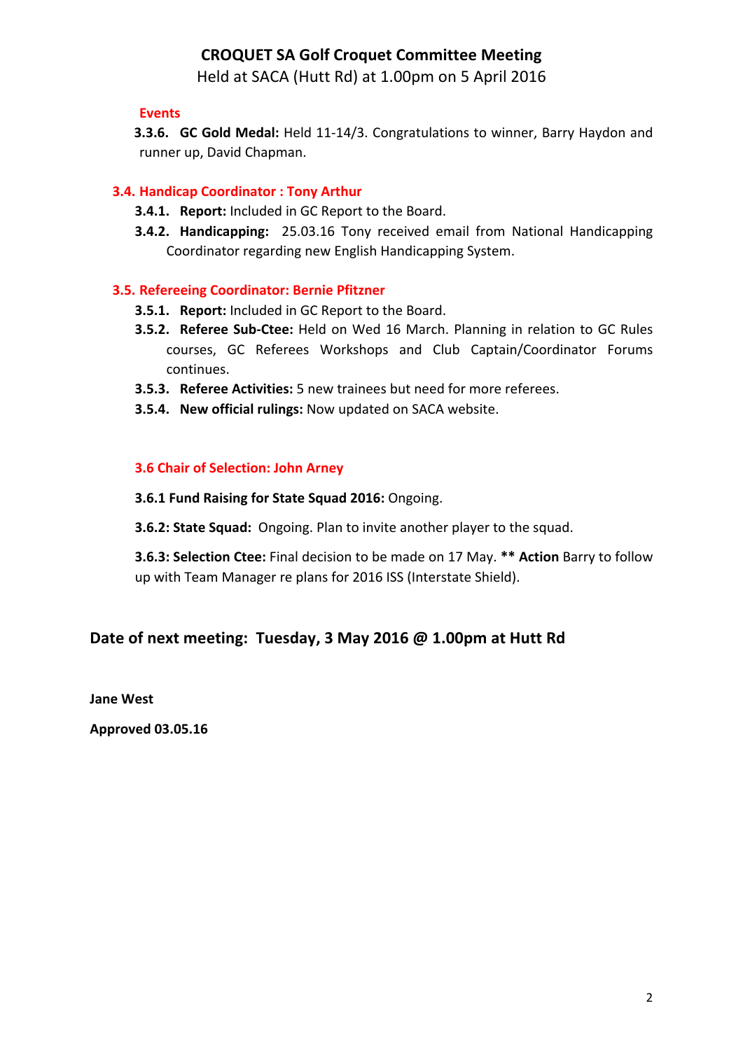# CROQUET SA Golf Croquet Committee Meeting

Held at SACA (Hutt Rd) at 1.00pm on 5 April 2016

### Events

**3.3.6. GC Gold Medal:** Held 11-14/3. Congratulations to winner, Barry Haydon and runner up, David Chapman.

### 3.4. Handicap Coordinator : Tony Arthur

**3.4.1. Report:** Included in GC Report to the Board.

**3.4.2. Handicapping:** 25.03.16 Tony received email from National Handicapping Coordinator regarding new English Handicapping System.

### 3.5. Refereeing Coordinator: Bernie Pfitzner

**3.5.1. Report:** Included in GC Report to the Board.

**3.5.2. Referee Sub-Ctee:** Held on Wed 16 March. Planning in relation to GC Rules courses, GC Referees Workshops and Club Captain/Coordinator Forums continues.

**3.5.3. Referee Activities:** 5 new trainees but need for more referees.

**3.5.4. New official rulings:** Now updated on SACA website.

### 3.6 Chair of Selection: John Arney

**3.6.1 Fund Raising for State Squad 2016:** Ongoing.

**3.6.2: State Squad:** Ongoing. Plan to invite another player to the squad.

**3.6.3: Selection Ctee:** Final decision to be made on 17 May. **\*\* Action** Barry to follow up with Team Manager re plans for 2016 ISS (Interstate Shield).

## Date of next meeting: Tuesday, 3 May 2016 @ 1.00pm at Hutt Rd

**Jane West**

**Approved 03.05.16**